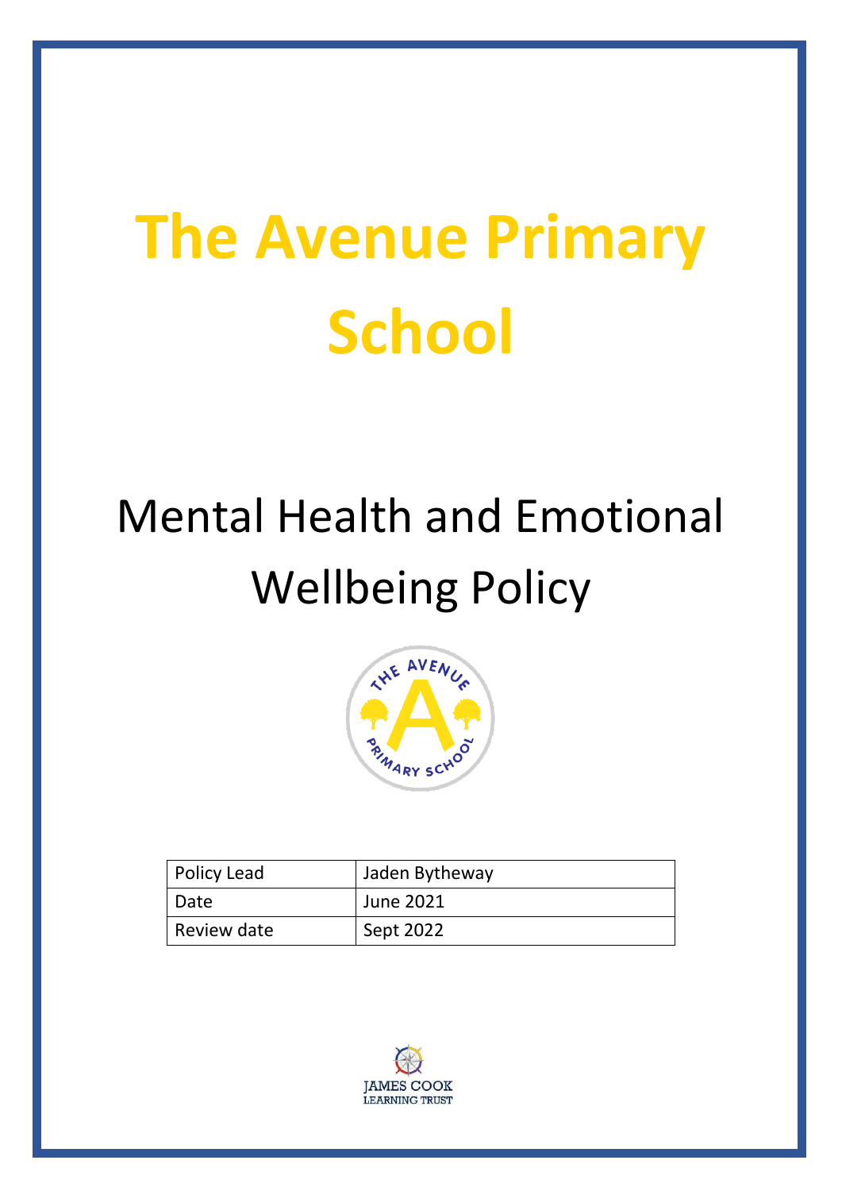# The Avenue Primary School

## Mental Health and Emotional Wellbeing Policy

| Policy Lead | Jaden Bytheway |
| --- | --- |
| Date | June 2021 |
| Review date | Sept 2022 |

JAMES COOK
LEARNING TRUST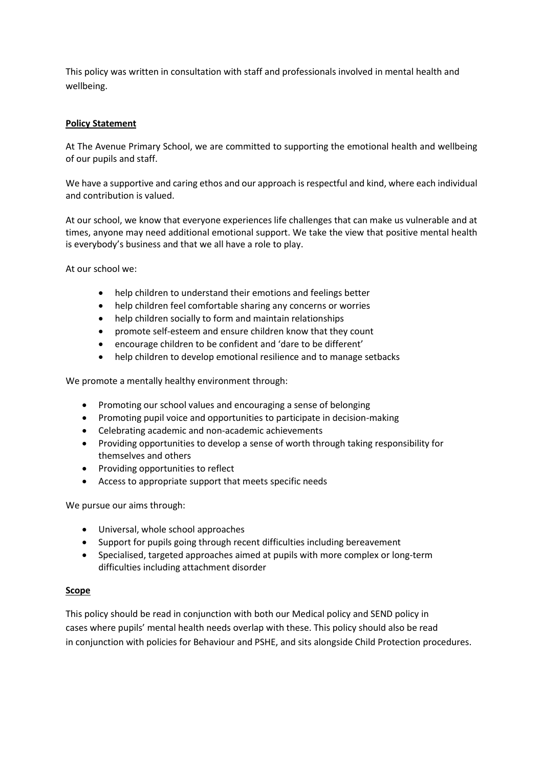This policy was written in consultation with staff and professionals involved in mental health and wellbeing.

## Policy Statement

At The Avenue Primary School, we are committed to supporting the emotional health and wellbeing of our pupils and staff.

We have a supportive and caring ethos and our approach is respectful and kind, where each individual and contribution is valued.

At our school, we know that everyone experiences life challenges that can make us vulnerable and at times, anyone may need additional emotional support. We take the view that positive mental health is everybody's business and that we all have a role to play.

At our school we:

- help children to understand their emotions and feelings better
- help children feel comfortable sharing any concerns or worries
- help children socially to form and maintain relationships
- promote self-esteem and ensure children know that they count
- encourage children to be confident and 'dare to be different'
- help children to develop emotional resilience and to manage setbacks

We promote a mentally healthy environment through:

- Promoting our school values and encouraging a sense of belonging
- Promoting pupil voice and opportunities to participate in decision-making
- Celebrating academic and non-academic achievements
- Providing opportunities to develop a sense of worth through taking responsibility for themselves and others
- Providing opportunities to reflect
- Access to appropriate support that meets specific needs

We pursue our aims through:

- Universal, whole school approaches
- Support for pupils going through recent difficulties including bereavement
- Specialised, targeted approaches aimed at pupils with more complex or long-term difficulties including attachment disorder

## Scope

This policy should be read in conjunction with both our Medical policy and SEND policy in cases where pupils' mental health needs overlap with these. This policy should also be read in conjunction with policies for Behaviour and PSHE, and sits alongside Child Protection procedures.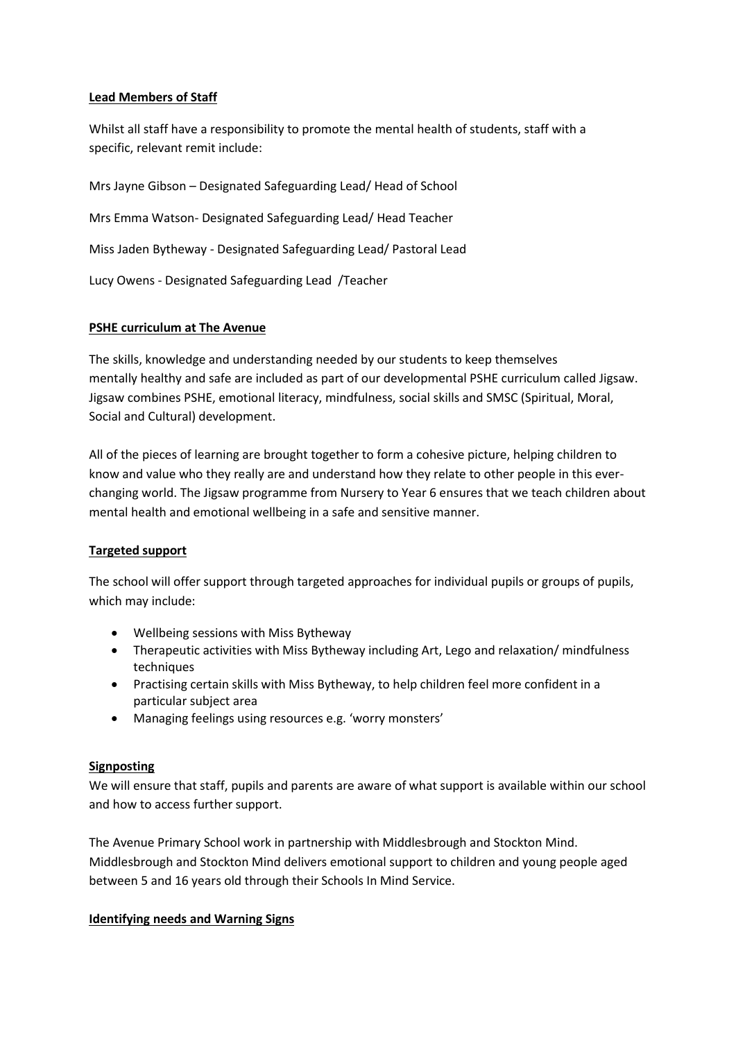**Lead Members of Staff**

Whilst all staff have a responsibility to promote the mental health of students, staff with a specific, relevant remit include:

Mrs Jayne Gibson – Designated Safeguarding Lead/ Head of School

Mrs Emma Watson- Designated Safeguarding Lead/ Head Teacher

Miss Jaden Bytheway - Designated Safeguarding Lead/ Pastoral Lead

Lucy Owens - Designated Safeguarding Lead /Teacher

**PSHE curriculum at The Avenue**

The skills, knowledge and understanding needed by our students to keep themselves mentally healthy and safe are included as part of our developmental PSHE curriculum called Jigsaw. Jigsaw combines PSHE, emotional literacy, mindfulness, social skills and SMSC (Spiritual, Moral, Social and Cultural) development.

All of the pieces of learning are brought together to form a cohesive picture, helping children to know and value who they really are and understand how they relate to other people in this ever-changing world. The Jigsaw programme from Nursery to Year 6 ensures that we teach children about mental health and emotional wellbeing in a safe and sensitive manner.

**Targeted support**

The school will offer support through targeted approaches for individual pupils or groups of pupils, which may include:

- Wellbeing sessions with Miss Bytheway
- Therapeutic activities with Miss Bytheway including Art, Lego and relaxation/ mindfulness techniques
- Practising certain skills with Miss Bytheway, to help children feel more confident in a particular subject area
- Managing feelings using resources e.g. 'worry monsters'

**Signposting**

We will ensure that staff, pupils and parents are aware of what support is available within our school and how to access further support.

The Avenue Primary School work in partnership with Middlesbrough and Stockton Mind. Middlesbrough and Stockton Mind delivers emotional support to children and young people aged between 5 and 16 years old through their Schools In Mind Service.

**Identifying needs and Warning Signs**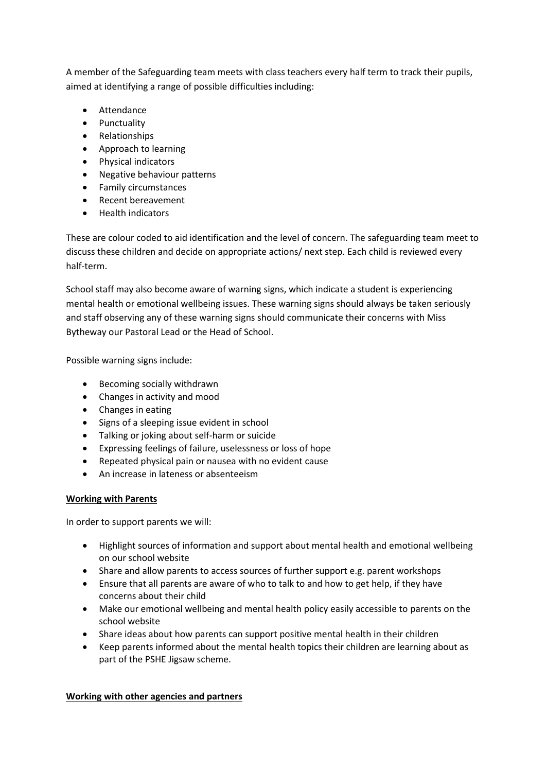A member of the Safeguarding team meets with class teachers every half term to track their pupils, aimed at identifying a range of possible difficulties including:

- Attendance
- Punctuality
- Relationships
- Approach to learning
- Physical indicators
- Negative behaviour patterns
- Family circumstances
- Recent bereavement
- Health indicators

These are colour coded to aid identification and the level of concern. The safeguarding team meet to discuss these children and decide on appropriate actions/ next step. Each child is reviewed every half-term.

School staff may also become aware of warning signs, which indicate a student is experiencing mental health or emotional wellbeing issues. These warning signs should always be taken seriously and staff observing any of these warning signs should communicate their concerns with Miss Bytheway our Pastoral Lead or the Head of School.

Possible warning signs include:

- Becoming socially withdrawn
- Changes in activity and mood
- Changes in eating
- Signs of a sleeping issue evident in school
- Talking or joking about self-harm or suicide
- Expressing feelings of failure, uselessness or loss of hope
- Repeated physical pain or nausea with no evident cause
- An increase in lateness or absenteeism

**Working with Parents**

In order to support parents we will:

- Highlight sources of information and support about mental health and emotional wellbeing on our school website
- Share and allow parents to access sources of further support e.g. parent workshops
- Ensure that all parents are aware of who to talk to and how to get help, if they have concerns about their child
- Make our emotional wellbeing and mental health policy easily accessible to parents on the school website
- Share ideas about how parents can support positive mental health in their children
- Keep parents informed about the mental health topics their children are learning about as part of the PSHE Jigsaw scheme.

**Working with other agencies and partners**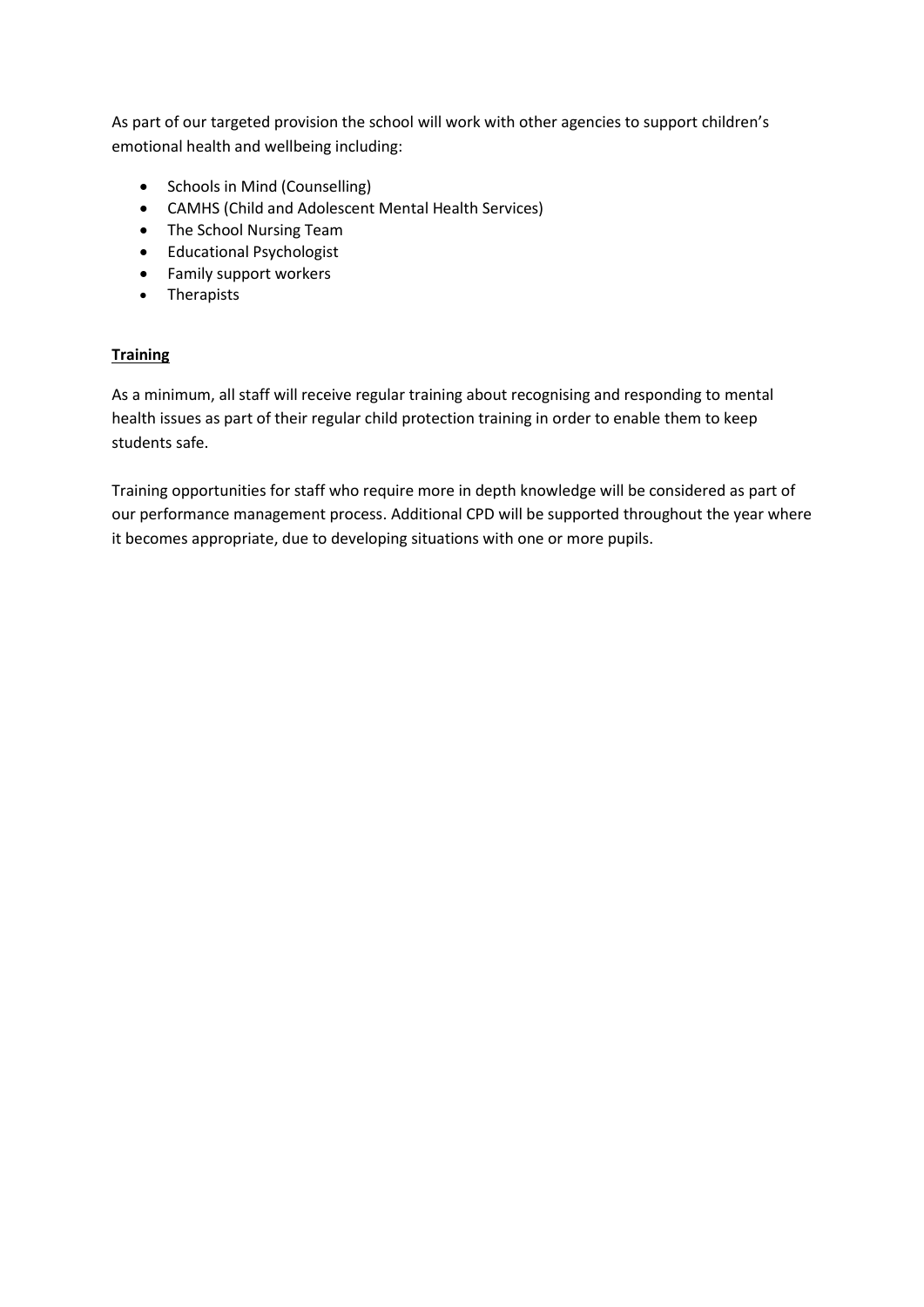As part of our targeted provision the school will work with other agencies to support children's emotional health and wellbeing including:

- Schools in Mind (Counselling)
- CAMHS (Child and Adolescent Mental Health Services)
- The School Nursing Team
- Educational Psychologist
- Family support workers
- Therapists

**Training**

As a minimum, all staff will receive regular training about recognising and responding to mental health issues as part of their regular child protection training in order to enable them to keep students safe.

Training opportunities for staff who require more in depth knowledge will be considered as part of our performance management process. Additional CPD will be supported throughout the year where it becomes appropriate, due to developing situations with one or more pupils.